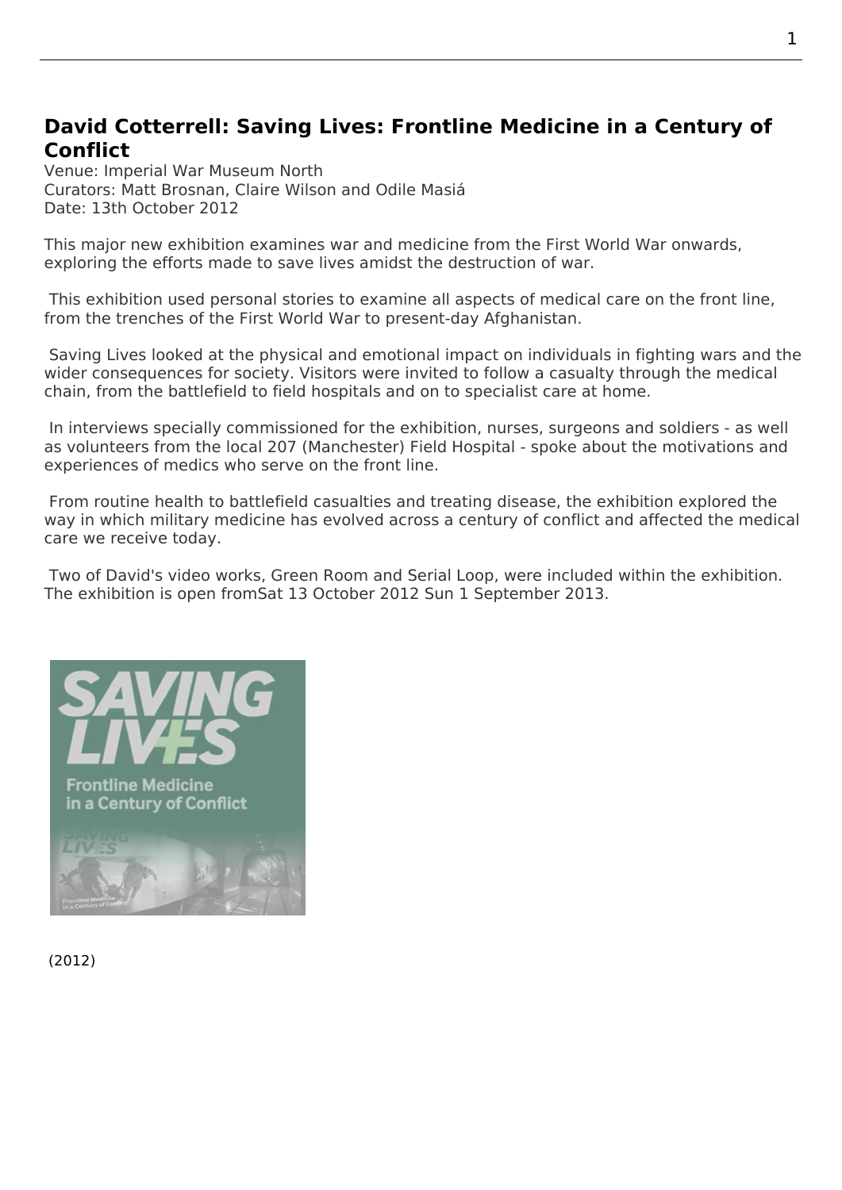## David Cotterrell: Saving Lives: Frontline Medicine in a Century of Conflict

Venue: Imperial War Museum North
Curators: Matt Brosnan, Claire Wilson and Odile Masiá
Date: 13th October 2012

This major new exhibition examines war and medicine from the First World War onwards, exploring the efforts made to save lives amidst the destruction of war.

This exhibition used personal stories to examine all aspects of medical care on the front line, from the trenches of the First World War to present-day Afghanistan.

Saving Lives looked at the physical and emotional impact on individuals in fighting wars and the wider consequences for society. Visitors were invited to follow a casualty through the medical chain, from the battlefield to field hospitals and on to specialist care at home.

In interviews specially commissioned for the exhibition, nurses, surgeons and soldiers - as well as volunteers from the local 207 (Manchester) Field Hospital - spoke about the motivations and experiences of medics who serve on the front line.

From routine health to battlefield casualties and treating disease, the exhibition explored the way in which military medicine has evolved across a century of conflict and affected the medical care we receive today.

Two of David's video works, Green Room and Serial Loop, were included within the exhibition. The exhibition is open fromSat 13 October 2012 Sun 1 September 2013.

SAVING LIVES

Frontline Medicine in a Century of Conflict

(2012)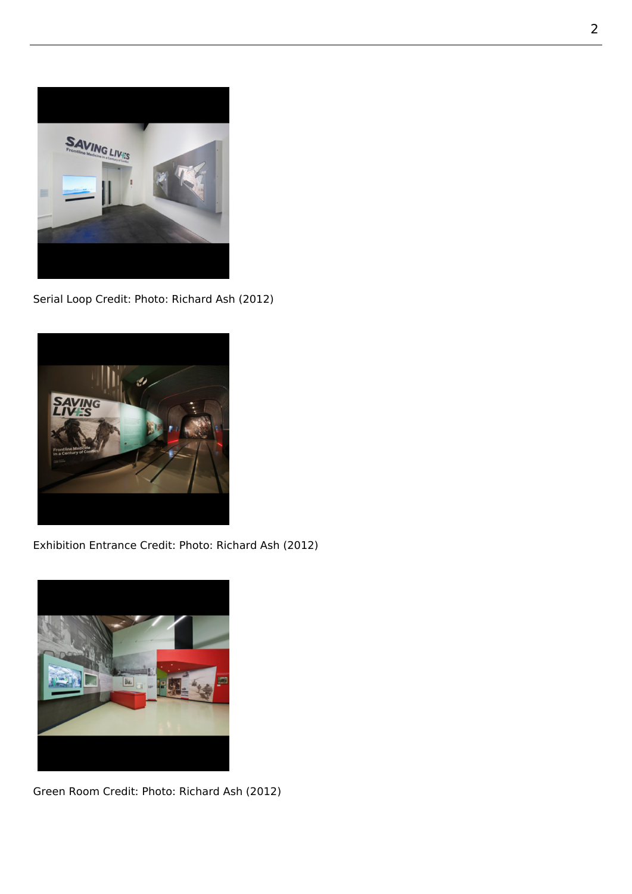Serial Loop Credit: Photo: Richard Ash (2012)

Exhibition Entrance Credit: Photo: Richard Ash (2012)

Green Room Credit: Photo: Richard Ash (2012)